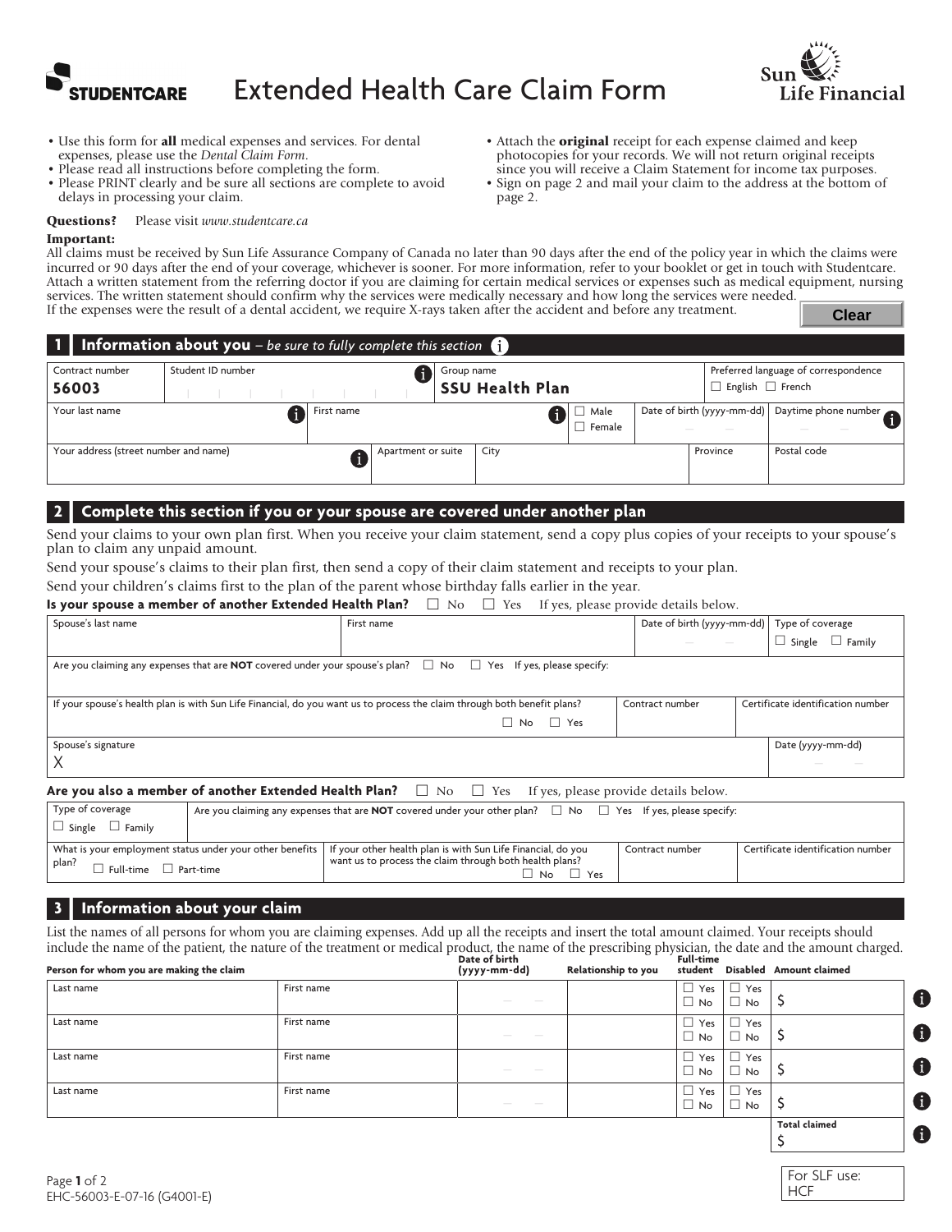STUDENTCARE

# Extended Health Care Claim Form

Sun Life Financial

- Use this form for **all** medical expenses and services. For dental expenses, please use the *Dental Claim Form*.
- Please read all instructions before completing the form.
- Please PRINT clearly and be sure all sections are complete to avoid delays in processing your claim.
- Attach the **original** receipt for each expense claimed and keep photocopies for your records. We will not return original receipts since you will receive a Claim Statement for income tax purposes.
- Sign on page 2 and mail your claim to the address at the bottom of page 2.

**Questions?** Please visit *www.studentcare.ca*

**Important:**
All claims must be received by Sun Life Assurance Company of Canada no later than 90 days after the end of the policy year in which the claims were incurred or 90 days after the end of your coverage, whichever is sooner. For more information, refer to your booklet or get in touch with Studentcare. Attach a written statement from the referring doctor if you are claiming for certain medical services or expenses such as medical equipment, nursing services. The written statement should confirm why the services were medically necessary and how long the services were needed.
If the expenses were the result of a dental accident, we require X-rays taken after the accident and before any treatment.

Clear

## 1 Information about you – *be sure to fully complete this section*

| Contract number | Student ID number | Group name | Preferred language of correspondence |
|---|---|---|---|
| **56003** | | **SSU Health Plan** | ☐ English ☐ French |

| Your last name | First name | ☐ Male ☐ Female | Date of birth (yyyy-mm-dd) | Daytime phone number |
|---|---|---|---|---|
| | | | | |

| Your address (street number and name) | Apartment or suite | City | Province | Postal code |
|---|---|---|---|---|
| | | | | |

## 2 Complete this section if you or your spouse are covered under another plan

Send your claims to your own plan first. When you receive your claim statement, send a copy plus copies of your receipts to your spouse's plan to claim any unpaid amount.

Send your spouse's claims to their plan first, then send a copy of their claim statement and receipts to your plan.

Send your children's claims first to the plan of the parent whose birthday falls earlier in the year.

**Is your spouse a member of another Extended Health Plan?** ☐ No ☐ Yes If yes, please provide details below.

| Spouse's last name | First name | Date of birth (yyyy-mm-dd) | Type of coverage |
|---|---|---|---|
| | | | ☐ Single ☐ Family |

Are you claiming any expenses that are **NOT** covered under your spouse's plan? ☐ No ☐ Yes If yes, please specify:

| If your spouse's health plan is with Sun Life Financial, do you want us to process the claim through both benefit plans? | Contract number | Certificate identification number |
|---|---|---|
| ☐ No ☐ Yes | | |

| Spouse's signature | Date (yyyy-mm-dd) |
|---|---|
| X | |

**Are you also a member of another Extended Health Plan?** ☐ No ☐ Yes If yes, please provide details below.

| Type of coverage | Are you claiming any expenses that are **NOT** covered under your other plan? ☐ No ☐ Yes If yes, please specify: |
|---|---|
| ☐ Single ☐ Family | |

| What is your employment status under your other benefits plan? | If your other health plan is with Sun Life Financial, do you want us to process the claim through both health plans? | Contract number | Certificate identification number |
|---|---|---|---|
| ☐ Full-time ☐ Part-time | ☐ No ☐ Yes | | |

## 3 Information about your claim

List the names of all persons for whom you are claiming expenses. Add up all the receipts and insert the total amount claimed. Your receipts should include the name of the patient, the nature of the treatment or medical product, the name of the prescribing physician, the date and the amount charged.

| Person for whom you are making the claim | | Date of birth (yyyy-mm-dd) | Relationship to you | Full-time student | Disabled | Amount claimed |
|---|---|---|---|---|---|---|
| Last name | First name | | | ☐ Yes ☐ No | ☐ Yes ☐ No | $ |
| Last name | First name | | | ☐ Yes ☐ No | ☐ Yes ☐ No | $ |
| Last name | First name | | | ☐ Yes ☐ No | ☐ Yes ☐ No | $ |
| Last name | First name | | | ☐ Yes ☐ No | ☐ Yes ☐ No | $ |
| | | | | | **Total claimed** | $ |

EHC-56003-E-07-16 (G4001-E)

For SLF use: HCF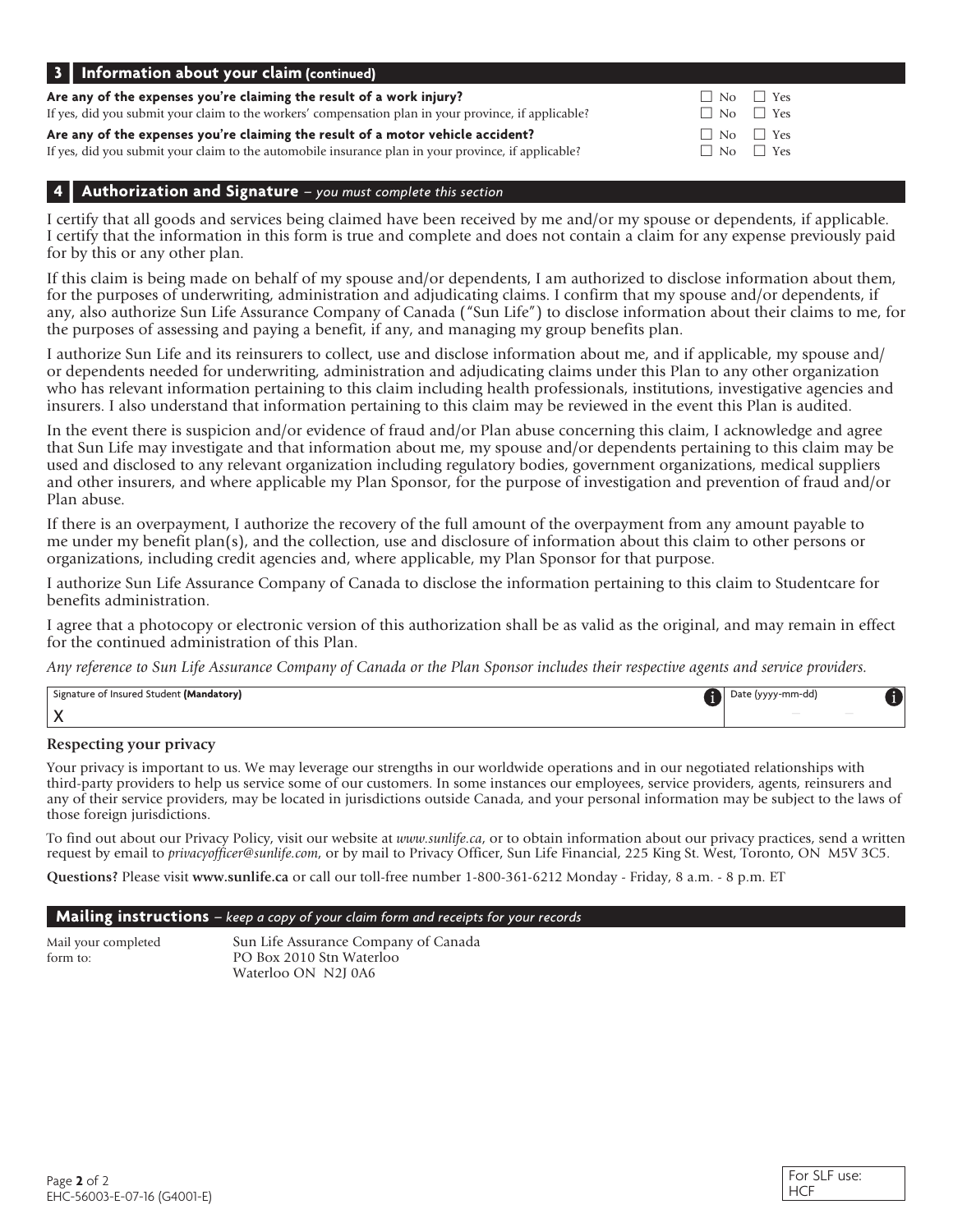## 3 Information about your claim (continued)

| | |
|---|---|
| **Are any of the expenses you're claiming the result of a work injury?** | ☐ No ☐ Yes |
| If yes, did you submit your claim to the workers' compensation plan in your province, if applicable? | ☐ No ☐ Yes |
| **Are any of the expenses you're claiming the result of a motor vehicle accident?** | ☐ No ☐ Yes |
| If yes, did you submit your claim to the automobile insurance plan in your province, if applicable? | ☐ No ☐ Yes |

## 4 Authorization and Signature – *you must complete this section*

I certify that all goods and services being claimed have been received by me and/or my spouse or dependents, if applicable. I certify that the information in this form is true and complete and does not contain a claim for any expense previously paid for by this or any other plan.

If this claim is being made on behalf of my spouse and/or dependents, I am authorized to disclose information about them, for the purposes of underwriting, administration and adjudicating claims. I confirm that my spouse and/or dependents, if any, also authorize Sun Life Assurance Company of Canada ("Sun Life") to disclose information about their claims to me, for the purposes of assessing and paying a benefit, if any, and managing my group benefits plan.

I authorize Sun Life and its reinsurers to collect, use and disclose information about me, and if applicable, my spouse and/or dependents needed for underwriting, administration and adjudicating claims under this Plan to any other organization who has relevant information pertaining to this claim including health professionals, institutions, investigative agencies and insurers. I also understand that information pertaining to this claim may be reviewed in the event this Plan is audited.

In the event there is suspicion and/or evidence of fraud and/or Plan abuse concerning this claim, I acknowledge and agree that Sun Life may investigate and that information about me, my spouse and/or dependents pertaining to this claim may be used and disclosed to any relevant organization including regulatory bodies, government organizations, medical suppliers and other insurers, and where applicable my Plan Sponsor, for the purpose of investigation and prevention of fraud and/or Plan abuse.

If there is an overpayment, I authorize the recovery of the full amount of the overpayment from any amount payable to me under my benefit plan(s), and the collection, use and disclosure of information about this claim to other persons or organizations, including credit agencies and, where applicable, my Plan Sponsor for that purpose.

I authorize Sun Life Assurance Company of Canada to disclose the information pertaining to this claim to Studentcare for benefits administration.

I agree that a photocopy or electronic version of this authorization shall be as valid as the original, and may remain in effect for the continued administration of this Plan.

*Any reference to Sun Life Assurance Company of Canada or the Plan Sponsor includes their respective agents and service providers.*

| Signature of Insured Student **(Mandatory)** | Date (yyyy-mm-dd) |
|---|---|
| X | |

### Respecting your privacy

Your privacy is important to us. We may leverage our strengths in our worldwide operations and in our negotiated relationships with third-party providers to help us service some of our customers. In some instances our employees, service providers, agents, reinsurers and any of their service providers, may be located in jurisdictions outside Canada, and your personal information may be subject to the laws of those foreign jurisdictions.

To find out about our Privacy Policy, visit our website at *www.sunlife.ca*, or to obtain information about our privacy practices, send a written request by email to *privacyofficer@sunlife.com*, or by mail to Privacy Officer, Sun Life Financial, 225 King St. West, Toronto, ON M5V 3C5.

**Questions?** Please visit **www.sunlife.ca** or call our toll-free number 1-800-361-6212 Monday - Friday, 8 a.m. - 8 p.m. ET

## Mailing instructions – *keep a copy of your claim form and receipts for your records*

Mail your completed form to:

Sun Life Assurance Company of Canada
PO Box 2010 Stn Waterloo
Waterloo ON N2J 0A6

EHC-56003-E-07-16 (G4001-E)

For SLF use: HCF